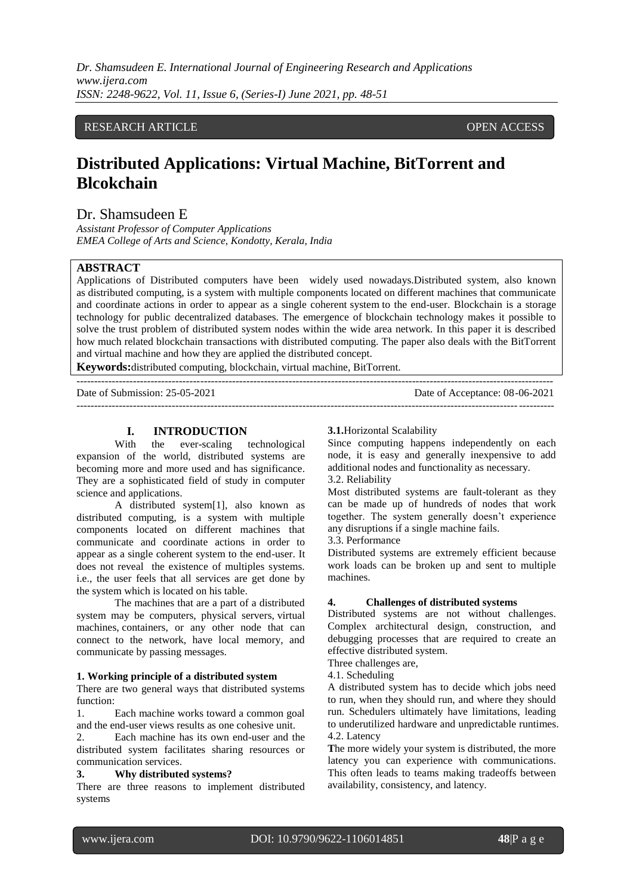RESEARCH ARTICLE OPEN ACCESS

# Distributed Applications: Virtual Machine, BitTorrent and Blcokchain

Dr. Shamsudeen E

*Assistant Professor of Computer Applications*
*EMEA College of Arts and Science, Kondotty, Kerala, India*

## ABSTRACT

Applications of Distributed computers have been widely used nowadays.Distributed system, also known as distributed computing, is a system with multiple components located on different machines that communicate and coordinate actions in order to appear as a single coherent system to the end-user. Blockchain is a storage technology for public decentralized databases. The emergence of blockchain technology makes it possible to solve the trust problem of distributed system nodes within the wide area network. In this paper it is described how much related blockchain transactions with distributed computing. The paper also deals with the BitTorrent and virtual machine and how they are applied the distributed concept.

**Keywords:**distributed computing, blockchain, virtual machine, BitTorrent.

---

Date of Submission: 25-05-2021 Date of Acceptance: 08-06-2021

---

## I. INTRODUCTION

With the ever-scaling technological expansion of the world, distributed systems are becoming more and more used and has significance. They are a sophisticated field of study in computer science and applications.

A distributed system[1], also known as distributed computing, is a system with multiple components located on different machines that communicate and coordinate actions in order to appear as a single coherent system to the end-user. It does not reveal the existence of multiples systems. i.e., the user feels that all services are get done by the system which is located on his table.

The machines that are a part of a distributed system may be computers, physical servers, virtual machines, containers, or any other node that can connect to the network, have local memory, and communicate by passing messages.

### 1. Working principle of a distributed system

There are two general ways that distributed systems function:

1. Each machine works toward a common goal and the end-user views results as one cohesive unit.
2. Each machine has its own end-user and the distributed system facilitates sharing resources or communication services.

### 3. Why distributed systems?

There are three reasons to implement distributed systems

**3.1.**Horizontal Scalability

Since computing happens independently on each node, it is easy and generally inexpensive to add additional nodes and functionality as necessary.

3.2. Reliability

Most distributed systems are fault-tolerant as they can be made up of hundreds of nodes that work together. The system generally doesn't experience any disruptions if a single machine fails.

3.3. Performance

Distributed systems are extremely efficient because work loads can be broken up and sent to multiple machines.

### 4. Challenges of distributed systems

Distributed systems are not without challenges. Complex architectural design, construction, and debugging processes that are required to create an effective distributed system.

Three challenges are,

4.1. Scheduling

A distributed system has to decide which jobs need to run, when they should run, and where they should run. Schedulers ultimately have limitations, leading to underutilized hardware and unpredictable runtimes.

4.2. Latency

The more widely your system is distributed, the more latency you can experience with communications. This often leads to teams making tradeoffs between availability, consistency, and latency.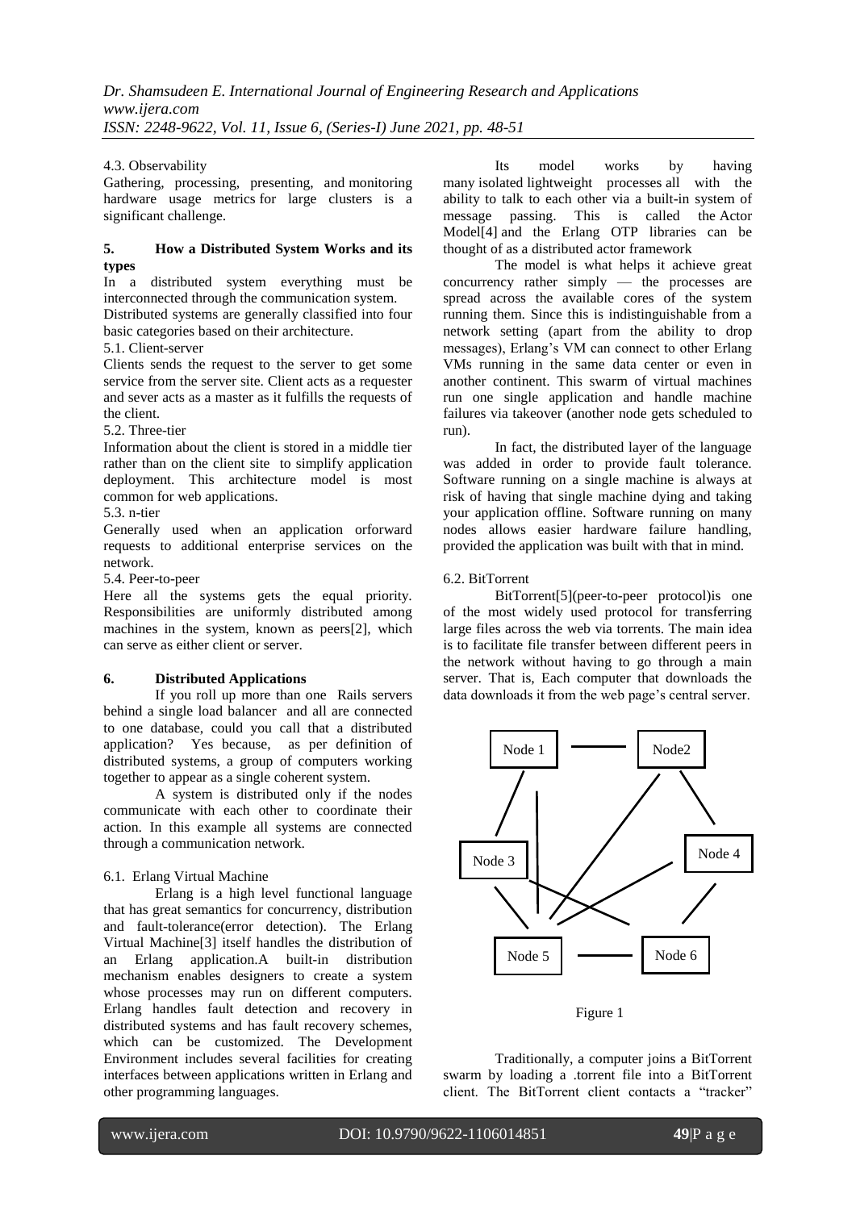4.3. Observability

Gathering, processing, presenting, and monitoring hardware usage metrics for large clusters is a significant challenge.

## 5. How a Distributed System Works and its types

In a distributed system everything must be interconnected through the communication system.

Distributed systems are generally classified into four basic categories based on their architecture.

5.1. Client-server

Clients sends the request to the server to get some service from the server site. Client acts as a requester and sever acts as a master as it fulfills the requests of the client.

5.2. Three-tier

Information about the client is stored in a middle tier rather than on the client site to simplify application deployment. This architecture model is most common for web applications.

5.3. n-tier

Generally used when an application orforward requests to additional enterprise services on the network.

5.4. Peer-to-peer

Here all the systems gets the equal priority. Responsibilities are uniformly distributed among machines in the system, known as peers[2], which can serve as either client or server.

## 6. Distributed Applications

If you roll up more than one Rails servers behind a single load balancer and all are connected to one database, could you call that a distributed application? Yes because, as per definition of distributed systems, a group of computers working together to appear as a single coherent system.

A system is distributed only if the nodes communicate with each other to coordinate their action. In this example all systems are connected through a communication network.

6.1. Erlang Virtual Machine

Erlang is a high level functional language that has great semantics for concurrency, distribution and fault-tolerance(error detection). The Erlang Virtual Machine[3] itself handles the distribution of an Erlang application.A built-in distribution mechanism enables designers to create a system whose processes may run on different computers. Erlang handles fault detection and recovery in distributed systems and has fault recovery schemes, which can be customized. The Development Environment includes several facilities for creating interfaces between applications written in Erlang and other programming languages.

Its model works by having many isolated lightweight processes all with the ability to talk to each other via a built-in system of message passing. This is called the Actor Model[4] and the Erlang OTP libraries can be thought of as a distributed actor framework

The model is what helps it achieve great concurrency rather simply — the processes are spread across the available cores of the system running them. Since this is indistinguishable from a network setting (apart from the ability to drop messages), Erlang's VM can connect to other Erlang VMs running in the same data center or even in another continent. This swarm of virtual machines run one single application and handle machine failures via takeover (another node gets scheduled to run).

In fact, the distributed layer of the language was added in order to provide fault tolerance. Software running on a single machine is always at risk of having that single machine dying and taking your application offline. Software running on many nodes allows easier hardware failure handling, provided the application was built with that in mind.

6.2. BitTorrent

BitTorrent[5](peer-to-peer protocol)is one of the most widely used protocol for transferring large files across the web via torrents. The main idea is to facilitate file transfer between different peers in the network without having to go through a main server. That is, Each computer that downloads the data downloads it from the web page's central server.

Figure 1

Traditionally, a computer joins a BitTorrent swarm by loading a .torrent file into a BitTorrent client. The BitTorrent client contacts a "tracker"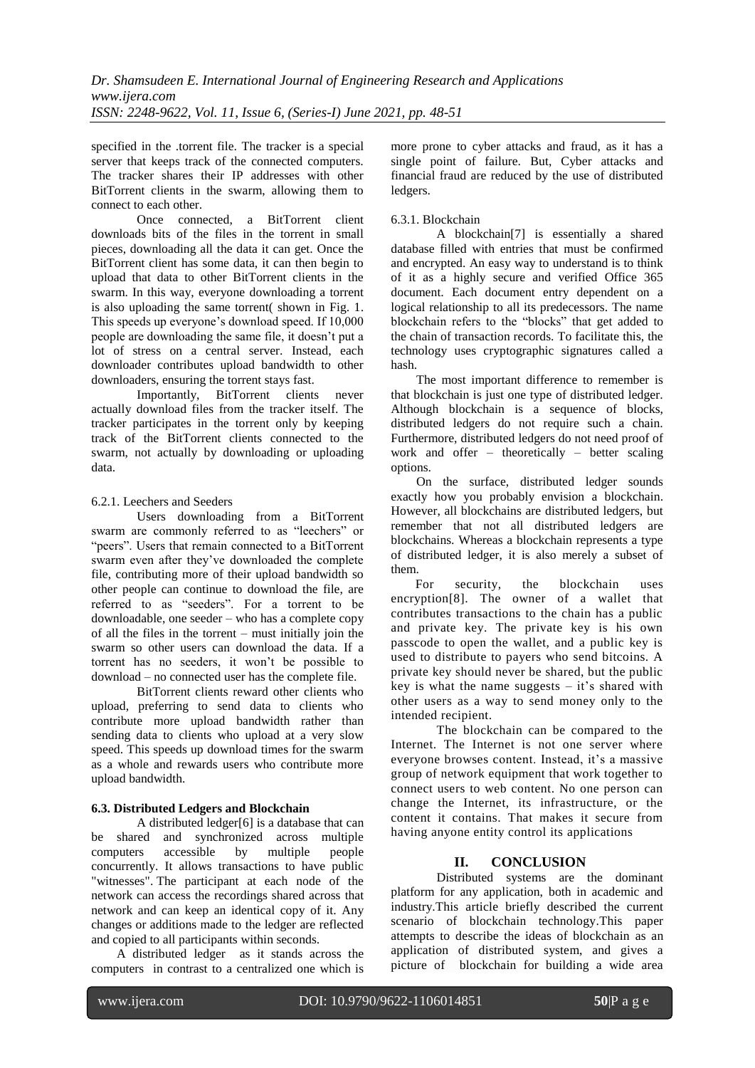specified in the .torrent file. The tracker is a special server that keeps track of the connected computers. The tracker shares their IP addresses with other BitTorrent clients in the swarm, allowing them to connect to each other.

Once connected, a BitTorrent client downloads bits of the files in the torrent in small pieces, downloading all the data it can get. Once the BitTorrent client has some data, it can then begin to upload that data to other BitTorrent clients in the swarm. In this way, everyone downloading a torrent is also uploading the same torrent( shown in Fig. 1. This speeds up everyone's download speed. If 10,000 people are downloading the same file, it doesn't put a lot of stress on a central server. Instead, each downloader contributes upload bandwidth to other downloaders, ensuring the torrent stays fast.

Importantly, BitTorrent clients never actually download files from the tracker itself. The tracker participates in the torrent only by keeping track of the BitTorrent clients connected to the swarm, not actually by downloading or uploading data.

6.2.1. Leechers and Seeders

Users downloading from a BitTorrent swarm are commonly referred to as "leechers" or "peers". Users that remain connected to a BitTorrent swarm even after they've downloaded the complete file, contributing more of their upload bandwidth so other people can continue to download the file, are referred to as "seeders". For a torrent to be downloadable, one seeder – who has a complete copy of all the files in the torrent – must initially join the swarm so other users can download the data. If a torrent has no seeders, it won't be possible to download – no connected user has the complete file.

BitTorrent clients reward other clients who upload, preferring to send data to clients who contribute more upload bandwidth rather than sending data to clients who upload at a very slow speed. This speeds up download times for the swarm as a whole and rewards users who contribute more upload bandwidth.

### 6.3. Distributed Ledgers and Blockchain

A distributed ledger[6] is a database that can be shared and synchronized across multiple computers accessible by multiple people concurrently. It allows transactions to have public "witnesses". The participant at each node of the network can access the recordings shared across that network and can keep an identical copy of it. Any changes or additions made to the ledger are reflected and copied to all participants within seconds.

A distributed ledger as it stands across the computers in contrast to a centralized one which is more prone to cyber attacks and fraud, as it has a single point of failure. But, Cyber attacks and financial fraud are reduced by the use of distributed ledgers.

6.3.1. Blockchain

A blockchain[7] is essentially a shared database filled with entries that must be confirmed and encrypted. An easy way to understand is to think of it as a highly secure and verified Office 365 document. Each document entry dependent on a logical relationship to all its predecessors. The name blockchain refers to the "blocks" that get added to the chain of transaction records. To facilitate this, the technology uses cryptographic signatures called a hash.

The most important difference to remember is that blockchain is just one type of distributed ledger. Although blockchain is a sequence of blocks, distributed ledgers do not require such a chain. Furthermore, distributed ledgers do not need proof of work and offer – theoretically – better scaling options.

On the surface, distributed ledger sounds exactly how you probably envision a blockchain. However, all blockchains are distributed ledgers, but remember that not all distributed ledgers are blockchains. Whereas a blockchain represents a type of distributed ledger, it is also merely a subset of them.

For security, the blockchain uses encryption[8]. The owner of a wallet that contributes transactions to the chain has a public and private key. The private key is his own passcode to open the wallet, and a public key is used to distribute to payers who send bitcoins. A private key should never be shared, but the public key is what the name suggests – it's shared with other users as a way to send money only to the intended recipient.

The blockchain can be compared to the Internet. The Internet is not one server where everyone browses content. Instead, it's a massive group of network equipment that work together to connect users to web content. No one person can change the Internet, its infrastructure, or the content it contains. That makes it secure from having anyone entity control its applications

## II. CONCLUSION

Distributed systems are the dominant platform for any application, both in academic and industry.This article briefly described the current scenario of blockchain technology.This paper attempts to describe the ideas of blockchain as an application of distributed system, and gives a picture of blockchain for building a wide area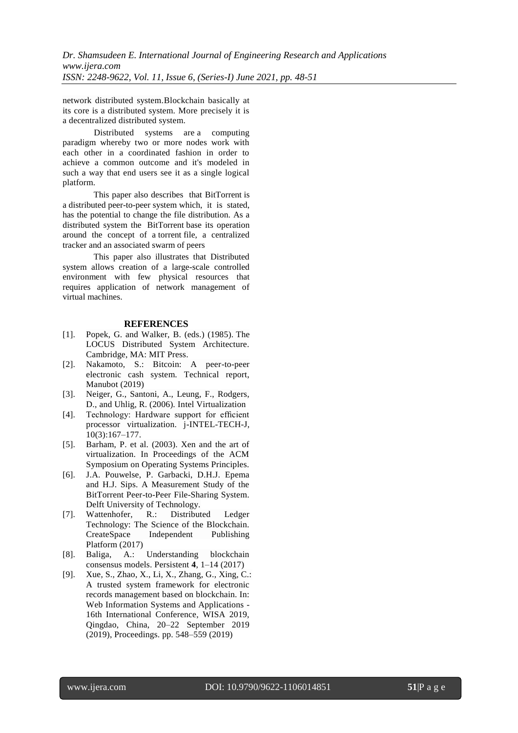network distributed system.Blockchain basically at its core is a distributed system. More precisely it is a decentralized distributed system.

Distributed systems are a computing paradigm whereby two or more nodes work with each other in a coordinated fashion in order to achieve a common outcome and it's modeled in such a way that end users see it as a single logical platform.

This paper also describes that BitTorrent is a distributed peer-to-peer system which, it is stated, has the potential to change the file distribution. As a distributed system the BitTorrent base its operation around the concept of a torrent file, a centralized tracker and an associated swarm of peers

This paper also illustrates that Distributed system allows creation of a large-scale controlled environment with few physical resources that requires application of network management of virtual machines.

## REFERENCES

[1]. Popek, G. and Walker, B. (eds.) (1985). The LOCUS Distributed System Architecture. Cambridge, MA: MIT Press.

[2]. Nakamoto, S.: Bitcoin: A peer-to-peer electronic cash system. Technical report, Manubot (2019)

[3]. Neiger, G., Santoni, A., Leung, F., Rodgers, D., and Uhlig, R. (2006). Intel Virtualization

[4]. Technology: Hardware support for efficient processor virtualization. j-INTEL-TECH-J, 10(3):167–177.

[5]. Barham, P. et al. (2003). Xen and the art of virtualization. In Proceedings of the ACM Symposium on Operating Systems Principles.

[6]. J.A. Pouwelse, P. Garbacki, D.H.J. Epema and H.J. Sips. A Measurement Study of the BitTorrent Peer-to-Peer File-Sharing System. Delft University of Technology.

[7]. Wattenhofer, R.: Distributed Ledger Technology: The Science of the Blockchain. CreateSpace Independent Publishing Platform (2017)

[8]. Baliga, A.: Understanding blockchain consensus models. Persistent **4**, 1–14 (2017)

[9]. Xue, S., Zhao, X., Li, X., Zhang, G., Xing, C.: A trusted system framework for electronic records management based on blockchain. In: Web Information Systems and Applications - 16th International Conference, WISA 2019, Qingdao, China, 20–22 September 2019 (2019), Proceedings. pp. 548–559 (2019)